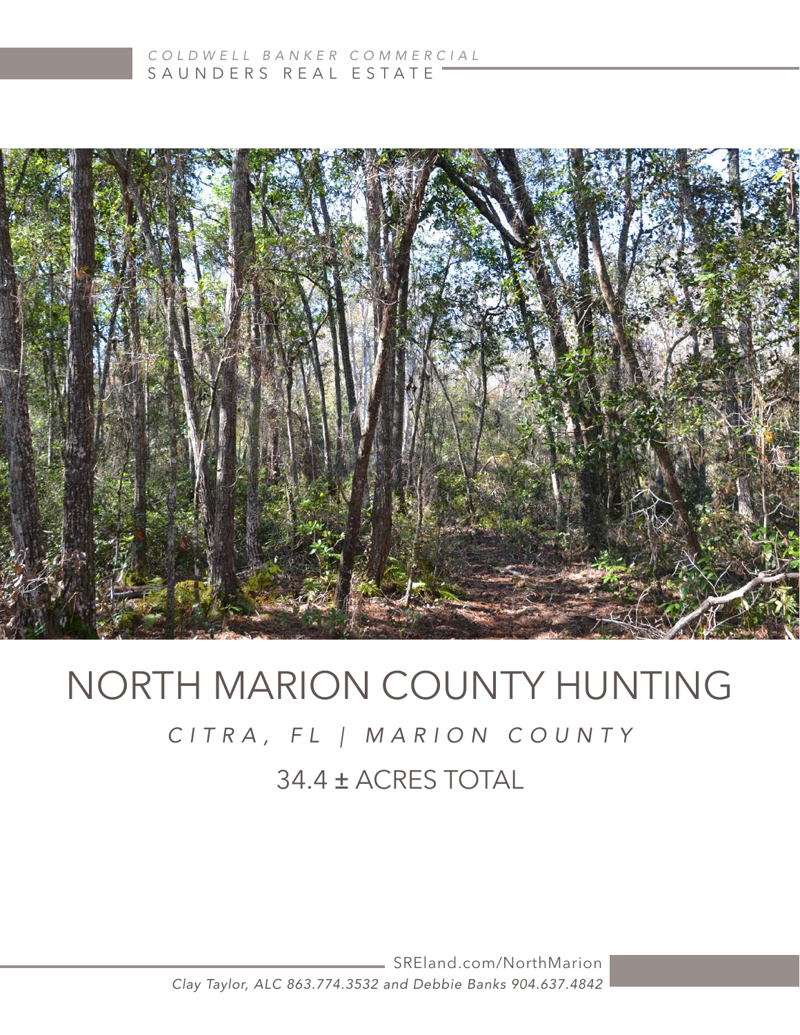*COLDWELL BANKER COMMERCIAL*
SAUNDERS REAL ESTATE

# NORTH MARION COUNTY HUNTING

*CITRA, FL | MARION COUNTY*

## 34.4 ± ACRES TOTAL

SREland.com/NorthMarion

*Clay Taylor, ALC 863.774.3532 and Debbie Banks 904.637.4842*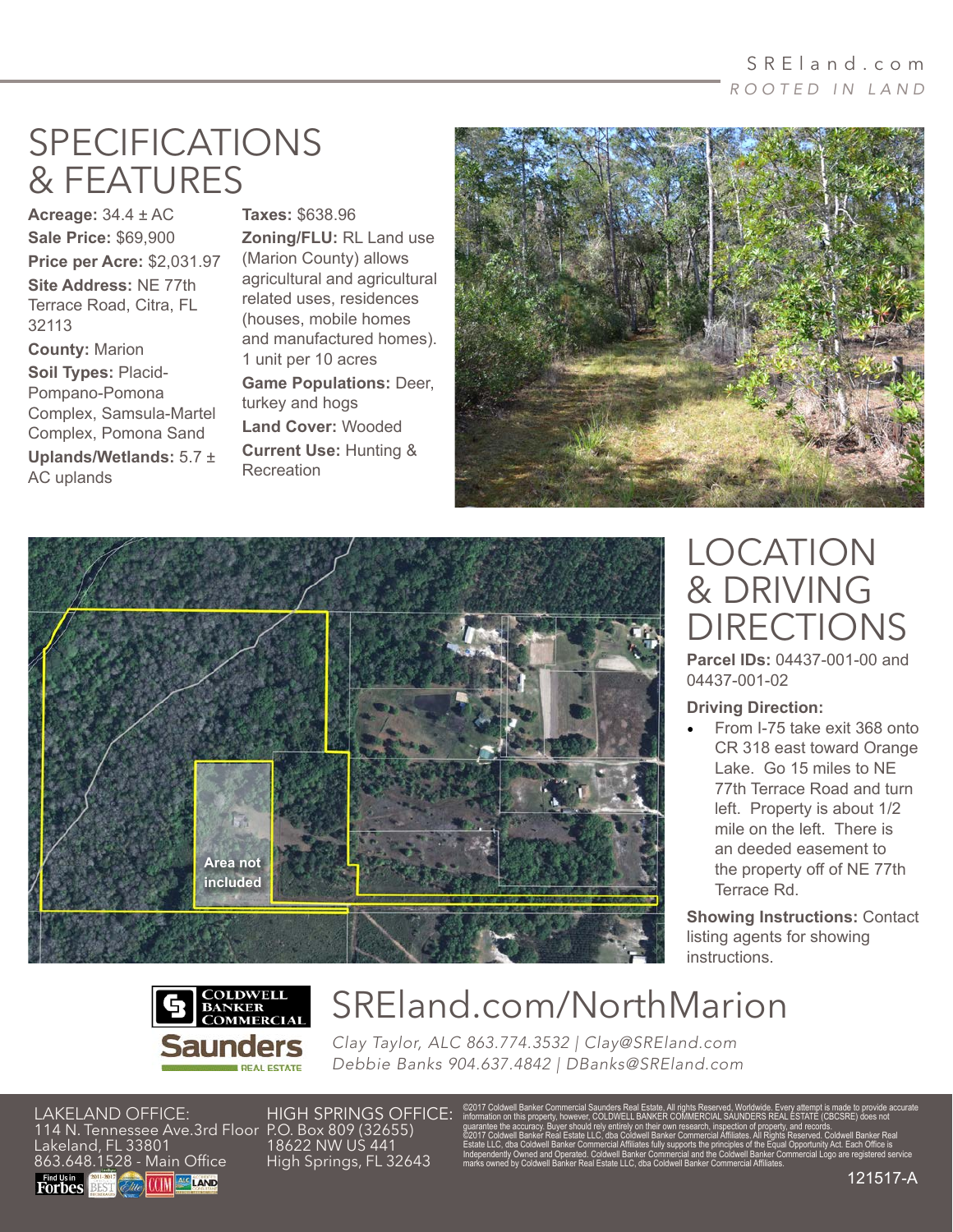SRElandcom
*ROOTED IN LAND*

# SPECIFICATIONS & FEATURES

**Acreage:** 34.4 ± AC

**Sale Price:** $69,900

**Price per Acre:** $2,031.97

**Site Address:** NE 77th Terrace Road, Citra, FL 32113

**County:** Marion

**Soil Types:** Placid-Pompano-Pomona Complex, Samsula-Martel Complex, Pomona Sand

**Uplands/Wetlands:** 5.7 ± AC uplands

**Taxes:** $638.96

**Zoning/FLU:** RL Land use (Marion County) allows agricultural and agricultural related uses, residences (houses, mobile homes and manufactured homes). 1 unit per 10 acres

**Game Populations:** Deer, turkey and hogs

**Land Cover:** Wooded

**Current Use:** Hunting & Recreation

Area not included

# LOCATION & DRIVING DIRECTIONS

**Parcel IDs:** 04437-001-00 and 04437-001-02

**Driving Direction:**

- From I-75 take exit 368 onto CR 318 east toward Orange Lake. Go 15 miles to NE 77th Terrace Road and turn left. Property is about 1/2 mile on the left. There is an deeded easement to the property off of NE 77th Terrace Rd.

**Showing Instructions:** Contact listing agents for showing instructions.

COLDWELL BANKER COMMERCIAL
Saunders REAL ESTATE

## SRELand.com/NorthMarion

*Clay Taylor, ALC 863.774.3532 | Clay@SRELand.com*
*Debbie Banks 904.637.4842 | DBanks@SRELand.com*

LAKELAND OFFICE:
114 N. Tennessee Ave.3rd Floor
Lakeland, FL 33801
863.648.1528 - Main Office

HIGH SPRINGS OFFICE:
P.O. Box 809 (32655)
18622 NW US 441
High Springs, FL 32643

©2017 Coldwell Banker Commercial Saunders Real Estate, All rights Reserved, Worldwide. Every attempt is made to provide accurate information on this property, however, COLDWELL BANKER COMMERCIAL SAUNDERS REAL ESTATE (CBCSRE) does not guarantee the accuracy. Buyer should rely entirely on their own research, inspection of property, and records. ©2017 Coldwell Banker Real Estate LLC, dba Coldwell Banker Commercial Affiliates. All Rights Reserved. Coldwell Banker Real Estate LLC, dba Coldwell Banker Commercial Affiliates fully supports the principles of the Equal Opportunity Act. Each Office is Independently Owned and Operated. Coldwell Banker Commercial and the Coldwell Banker Commercial Logo are registered service marks owned by Coldwell Banker Real Estate LLC, dba Coldwell Banker Commercial Affiliates.

121517-A